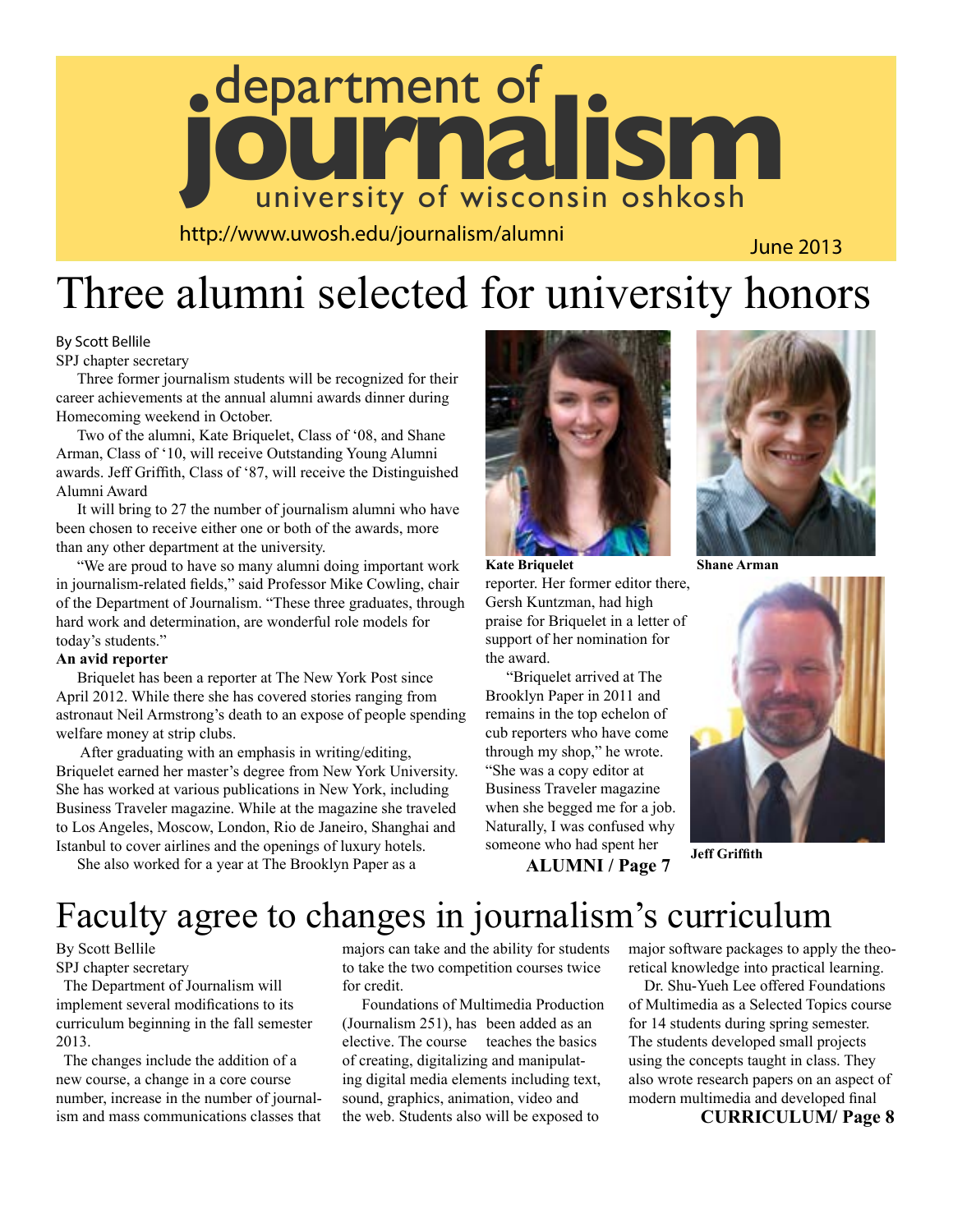# department of journalism

university of wisconsin oshkosh

http://www.uwosh.edu/journalism/alumni

June 2013

# Three alumni selected for university honors

By Scott Bellile

SPJ chapter secretary

Three former journalism students will be recognized for their career achievements at the annual alumni awards dinner during Homecoming weekend in October.

Two of the alumni, Kate Briquelet, Class of '08, and Shane Arman, Class of '10, will receive Outstanding Young Alumni awards. Jeff Griffith, Class of '87, will receive the Distinguished Alumni Award

It will bring to 27 the number of journalism alumni who have been chosen to receive either one or both of the awards, more than any other department at the university.

"We are proud to have so many alumni doing important work in journalism-related fields," said Professor Mike Cowling, chair of the Department of Journalism. "These three graduates, through hard work and determination, are wonderful role models for today's students."

**An avid reporter**

Briquelet has been a reporter at The New York Post since April 2012. While there she has covered stories ranging from astronaut Neil Armstrong's death to an expose of people spending welfare money at strip clubs.

After graduating with an emphasis in writing/editing, Briquelet earned her master's degree from New York University. She has worked at various publications in New York, including Business Traveler magazine. While at the magazine she traveled to Los Angeles, Moscow, London, Rio de Janeiro, Shanghai and Istanbul to cover airlines and the openings of luxury hotels.

She also worked for a year at The Brooklyn Paper as a reporter. Her former editor there, Gersh Kuntzman, had high praise for Briquelet in a letter of support of her nomination for the award.

"Briquelet arrived at The Brooklyn Paper in 2011 and remains in the top echelon of cub reporters who have come through my shop," he wrote. "She was a copy editor at Business Traveler magazine when she begged me for a job. Naturally, I was confused why someone who had spent her

**ALUMNI / Page 7**

**Kate Briquelet**

**Shane Arman**

**Jeff Griffith**

# Faculty agree to changes in journalism's curriculum

By Scott Bellile

SPJ chapter secretary

The Department of Journalism will implement several modifications to its curriculum beginning in the fall semester 2013.

The changes include the addition of a new course, a change in a core course number, increase in the number of journalism and mass communications classes that majors can take and the ability for students to take the two competition courses twice for credit.

Foundations of Multimedia Production (Journalism 251), has been added as an elective. The course teaches the basics of creating, digitalizing and manipulating digital media elements including text, sound, graphics, animation, video and the web. Students also will be exposed to major software packages to apply the theoretical knowledge into practical learning.

Dr. Shu-Yueh Lee offered Foundations of Multimedia as a Selected Topics course for 14 students during spring semester. The students developed small projects using the concepts taught in class. They also wrote research papers on an aspect of modern multimedia and developed final

**CURRICULUM/ Page 8**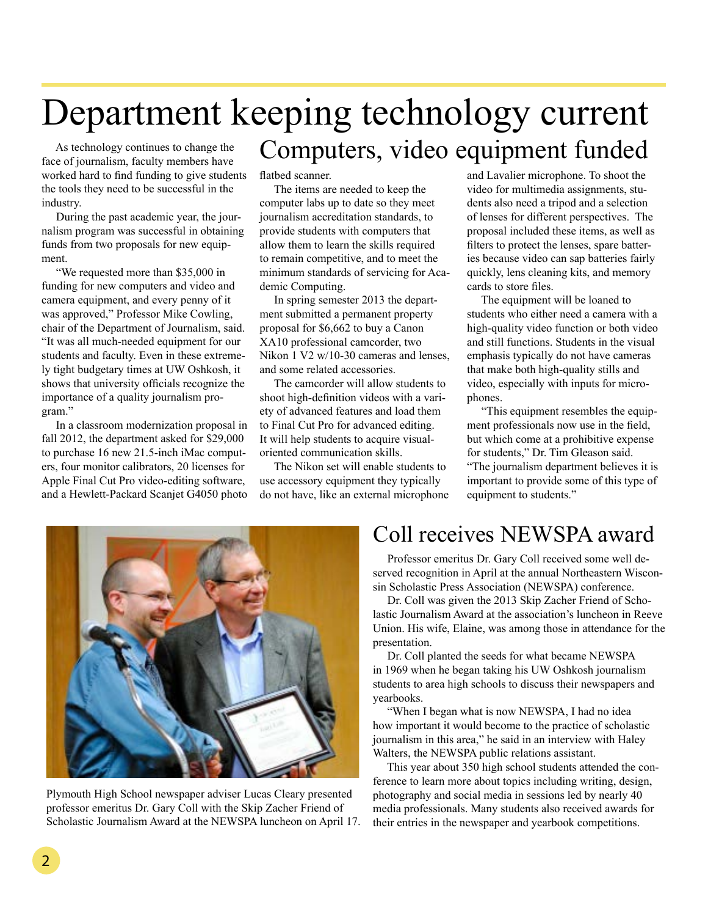# Department keeping technology current

## Computers, video equipment funded

As technology continues to change the face of journalism, faculty members have worked hard to find funding to give students the tools they need to be successful in the industry.

During the past academic year, the journalism program was successful in obtaining funds from two proposals for new equipment.

"We requested more than $35,000 in funding for new computers and video and camera equipment, and every penny of it was approved," Professor Mike Cowling, chair of the Department of Journalism, said. "It was all much-needed equipment for our students and faculty. Even in these extremely tight budgetary times at UW Oshkosh, it shows that university officials recognize the importance of a quality journalism program."

In a classroom modernization proposal in fall 2012, the department asked for $29,000 to purchase 16 new 21.5-inch iMac computers, four monitor calibrators, 20 licenses for Apple Final Cut Pro video-editing software, and a Hewlett-Packard Scanjet G4050 photo flatbed scanner.

The items are needed to keep the computer labs up to date so they meet journalism accreditation standards, to provide students with computers that allow them to learn the skills required to remain competitive, and to meet the minimum standards of servicing for Academic Computing.

In spring semester 2013 the department submitted a permanent property proposal for $6,662 to buy a Canon XA10 professional camcorder, two Nikon 1 V2 w/10-30 cameras and lenses, and some related accessories.

The camcorder will allow students to shoot high-definition videos with a variety of advanced features and load them to Final Cut Pro for advanced editing. It will help students to acquire visual-oriented communication skills.

The Nikon set will enable students to use accessory equipment they typically do not have, like an external microphone and Lavalier microphone. To shoot the video for multimedia assignments, students also need a tripod and a selection of lenses for different perspectives. The proposal included these items, as well as filters to protect the lenses, spare batteries because video can sap batteries fairly quickly, lens cleaning kits, and memory cards to store files.

The equipment will be loaned to students who either need a camera with a high-quality video function or both video and still functions. Students in the visual emphasis typically do not have cameras that make both high-quality stills and video, especially with inputs for microphones.

"This equipment resembles the equipment professionals now use in the field, but which come at a prohibitive expense for students," Dr. Tim Gleason said. "The journalism department believes it is important to provide some of this type of equipment to students."

Plymouth High School newspaper adviser Lucas Cleary presented professor emeritus Dr. Gary Coll with the Skip Zacher Friend of Scholastic Journalism Award at the NEWSPA luncheon on April 17.

## Coll receives NEWSPA award

Professor emeritus Dr. Gary Coll received some well deserved recognition in April at the annual Northeastern Wisconsin Scholastic Press Association (NEWSPA) conference.

Dr. Coll was given the 2013 Skip Zacher Friend of Scholastic Journalism Award at the association's luncheon in Reeve Union. His wife, Elaine, was among those in attendance for the presentation.

Dr. Coll planted the seeds for what became NEWSPA in 1969 when he began taking his UW Oshkosh journalism students to area high schools to discuss their newspapers and yearbooks.

"When I began what is now NEWSPA, I had no idea how important it would become to the practice of scholastic journalism in this area," he said in an interview with Haley Walters, the NEWSPA public relations assistant.

This year about 350 high school students attended the conference to learn more about topics including writing, design, photography and social media in sessions led by nearly 40 media professionals. Many students also received awards for their entries in the newspaper and yearbook competitions.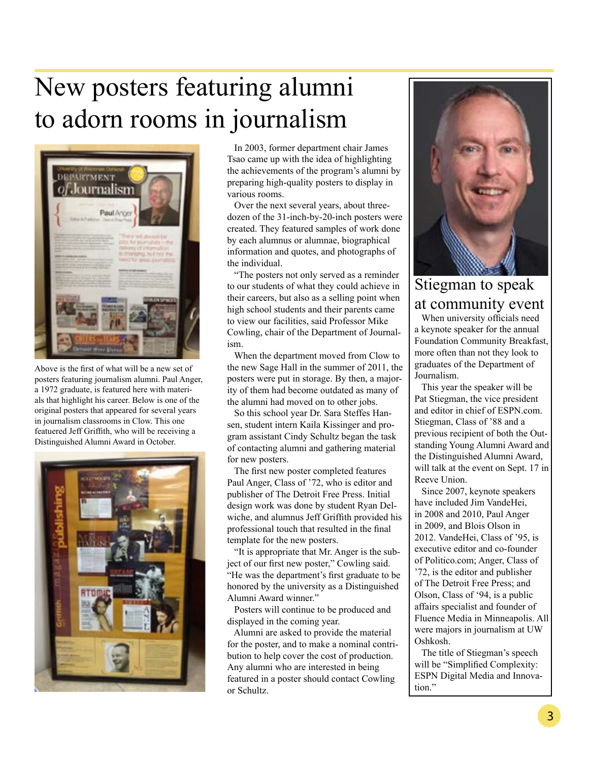# New posters featuring alumni to adorn rooms in journalism

Above is the first of what will be a new set of posters featuring journalism alumni. Paul Anger, a 1972 graduate, is featured here with materials that highlight his career. Below is one of the original posters that appeared for several years in journalism classrooms in Clow. This one featured Jeff Griffith, who will be receiving a Distinguished Alumni Award in October.

In 2003, former department chair James Tsao came up with the idea of highlighting the achievements of the program's alumni by preparing high-quality posters to display in various rooms.

Over the next several years, about three-dozen of the 31-inch-by-20-inch posters were created. They featured samples of work done by each alumnus or alumnae, biographical information and quotes, and photographs of the individual.

"The posters not only served as a reminder to our students of what they could achieve in their careers, but also as a selling point when high school students and their parents came to view our facilities, said Professor Mike Cowling, chair of the Department of Journalism.

When the department moved from Clow to the new Sage Hall in the summer of 2011, the posters were put in storage. By then, a majority of them had become outdated as many of the alumni had moved on to other jobs.

So this school year Dr. Sara Steffes Hansen, student intern Kaila Kissinger and program assistant Cindy Schultz began the task of contacting alumni and gathering material for new posters.

The first new poster completed features Paul Anger, Class of '72, who is editor and publisher of The Detroit Free Press. Initial design work was done by student Ryan Delwiche, and alumnus Jeff Griffith provided his professional touch that resulted in the final template for the new posters.

"It is appropriate that Mr. Anger is the subject of our first new poster," Cowling said. "He was the department's first graduate to be honored by the university as a Distinguished Alumni Award winner."

Posters will continue to be produced and displayed in the coming year.

Alumni are asked to provide the material for the poster, and to make a nominal contribution to help cover the cost of production. Any alumni who are interested in being featured in a poster should contact Cowling or Schultz.

## Stiegman to speak at community event

When university officials need a keynote speaker for the annual Foundation Community Breakfast, more often than not they look to graduates of the Department of Journalism.

This year the speaker will be Pat Stiegman, the vice president and editor in chief of ESPN.com. Stiegman, Class of '88 and a previous recipient of both the Outstanding Young Alumni Award and the Distinguished Alumni Award, will talk at the event on Sept. 17 in Reeve Union.

Since 2007, keynote speakers have included Jim VandeHei, in 2008 and 2010, Paul Anger in 2009, and Blois Olson in 2012. VandeHei, Class of '95, is executive editor and co-founder of Politico.com; Anger, Class of '72, is the editor and publisher of The Detroit Free Press; and Olson, Class of '94, is a public affairs specialist and founder of Fluence Media in Minneapolis. All were majors in journalism at UW Oshkosh.

The title of Stiegman's speech will be "Simplified Complexity: ESPN Digital Media and Innovation."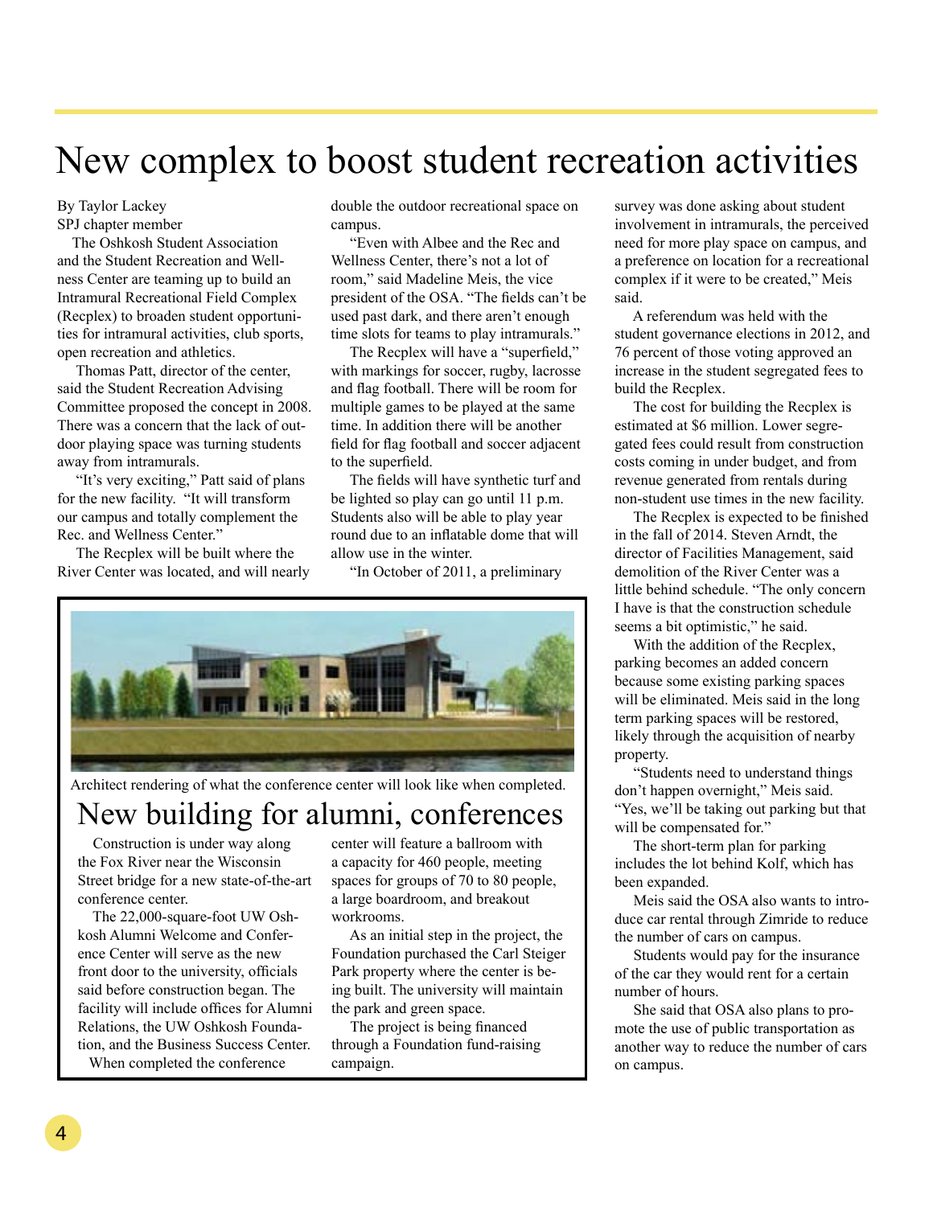# New complex to boost student recreation activities

By Taylor Lackey
SPJ chapter member

The Oshkosh Student Association and the Student Recreation and Wellness Center are teaming up to build an Intramural Recreational Field Complex (Recplex) to broaden student opportunities for intramural activities, club sports, open recreation and athletics.

Thomas Patt, director of the center, said the Student Recreation Advising Committee proposed the concept in 2008. There was a concern that the lack of outdoor playing space was turning students away from intramurals.

"It's very exciting," Patt said of plans for the new facility. "It will transform our campus and totally complement the Rec. and Wellness Center."

The Recplex will be built where the River Center was located, and will nearly double the outdoor recreational space on campus.

"Even with Albee and the Rec and Wellness Center, there's not a lot of room," said Madeline Meis, the vice president of the OSA. "The fields can't be used past dark, and there aren't enough time slots for teams to play intramurals."

The Recplex will have a "superfield," with markings for soccer, rugby, lacrosse and flag football. There will be room for multiple games to be played at the same time. In addition there will be another field for flag football and soccer adjacent to the superfield.

The fields will have synthetic turf and be lighted so play can go until 11 p.m. Students also will be able to play year round due to an inflatable dome that will allow use in the winter.

"In October of 2011, a preliminary survey was done asking about student involvement in intramurals, the perceived need for more play space on campus, and a preference on location for a recreational complex if it were to be created," Meis said.

A referendum was held with the student governance elections in 2012, and 76 percent of those voting approved an increase in the student segregated fees to build the Recplex.

The cost for building the Recplex is estimated at $6 million. Lower segregated fees could result from construction costs coming in under budget, and from revenue generated from rentals during non-student use times in the new facility.

The Recplex is expected to be finished in the fall of 2014. Steven Arndt, the director of Facilities Management, said demolition of the River Center was a little behind schedule. "The only concern I have is that the construction schedule seems a bit optimistic," he said.

With the addition of the Recplex, parking becomes an added concern because some existing parking spaces will be eliminated. Meis said in the long term parking spaces will be restored, likely through the acquisition of nearby property.

"Students need to understand things don't happen overnight," Meis said. "Yes, we'll be taking out parking but that will be compensated for."

The short-term plan for parking includes the lot behind Kolf, which has been expanded.

Meis said the OSA also wants to introduce car rental through Zimride to reduce the number of cars on campus.

Students would pay for the insurance of the car they would rent for a certain number of hours.

She said that OSA also plans to promote the use of public transportation as another way to reduce the number of cars on campus.

Architect rendering of what the conference center will look like when completed.

## New building for alumni, conferences

Construction is under way along the Fox River near the Wisconsin Street bridge for a new state-of-the-art conference center.

The 22,000-square-foot UW Oshkosh Alumni Welcome and Conference Center will serve as the new front door to the university, officials said before construction began. The facility will include offices for Alumni Relations, the UW Oshkosh Foundation, and the Business Success Center.

When completed the conference center will feature a ballroom with a capacity for 460 people, meeting spaces for groups of 70 to 80 people, a large boardroom, and breakout workrooms.

As an initial step in the project, the Foundation purchased the Carl Steiger Park property where the center is being built. The university will maintain the park and green space.

The project is being financed through a Foundation fund-raising campaign.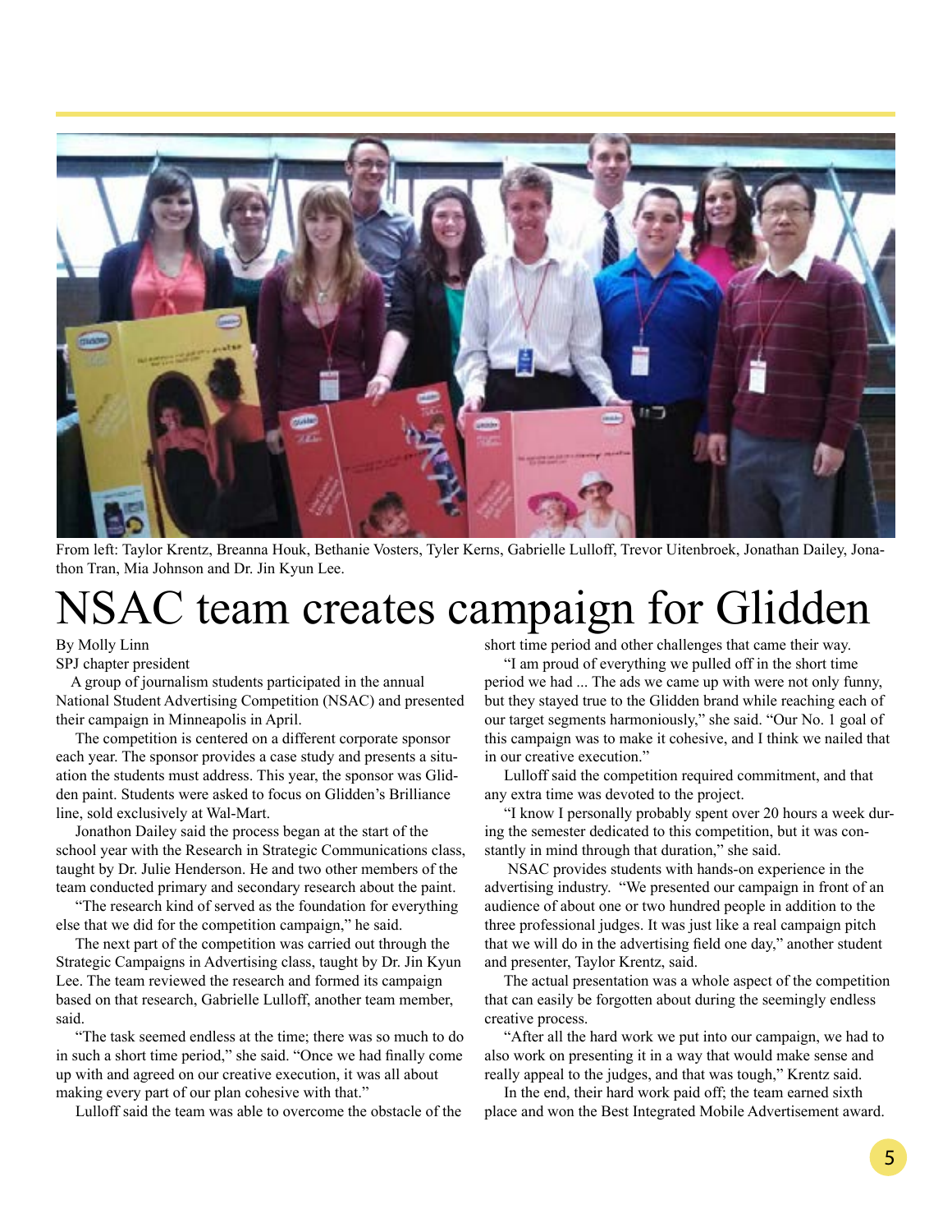From left: Taylor Krentz, Breanna Houk, Bethanie Vosters, Tyler Kerns, Gabrielle Lulloff, Trevor Uitenbroek, Jonathan Dailey, Jonathon Tran, Mia Johnson and Dr. Jin Kyun Lee.

# NSAC team creates campaign for Glidden

By Molly Linn
SPJ chapter president

A group of journalism students participated in the annual National Student Advertising Competition (NSAC) and presented their campaign in Minneapolis in April.

The competition is centered on a different corporate sponsor each year. The sponsor provides a case study and presents a situation the students must address. This year, the sponsor was Glidden paint. Students were asked to focus on Glidden's Brilliance line, sold exclusively at Wal-Mart.

Jonathon Dailey said the process began at the start of the school year with the Research in Strategic Communications class, taught by Dr. Julie Henderson. He and two other members of the team conducted primary and secondary research about the paint.

"The research kind of served as the foundation for everything else that we did for the competition campaign," he said.

The next part of the competition was carried out through the Strategic Campaigns in Advertising class, taught by Dr. Jin Kyun Lee. The team reviewed the research and formed its campaign based on that research, Gabrielle Lulloff, another team member, said.

"The task seemed endless at the time; there was so much to do in such a short time period," she said. "Once we had finally come up with and agreed on our creative execution, it was all about making every part of our plan cohesive with that."

Lulloff said the team was able to overcome the obstacle of the short time period and other challenges that came their way.

"I am proud of everything we pulled off in the short time period we had ... The ads we came up with were not only funny, but they stayed true to the Glidden brand while reaching each of our target segments harmoniously," she said. "Our No. 1 goal of this campaign was to make it cohesive, and I think we nailed that in our creative execution."

Lulloff said the competition required commitment, and that any extra time was devoted to the project.

"I know I personally probably spent over 20 hours a week during the semester dedicated to this competition, but it was constantly in mind through that duration," she said.

NSAC provides students with hands-on experience in the advertising industry. "We presented our campaign in front of an audience of about one or two hundred people in addition to the three professional judges. It was just like a real campaign pitch that we will do in the advertising field one day," another student and presenter, Taylor Krentz, said.

The actual presentation was a whole aspect of the competition that can easily be forgotten about during the seemingly endless creative process.

"After all the hard work we put into our campaign, we had to also work on presenting it in a way that would make sense and really appeal to the judges, and that was tough," Krentz said.

In the end, their hard work paid off; the team earned sixth place and won the Best Integrated Mobile Advertisement award.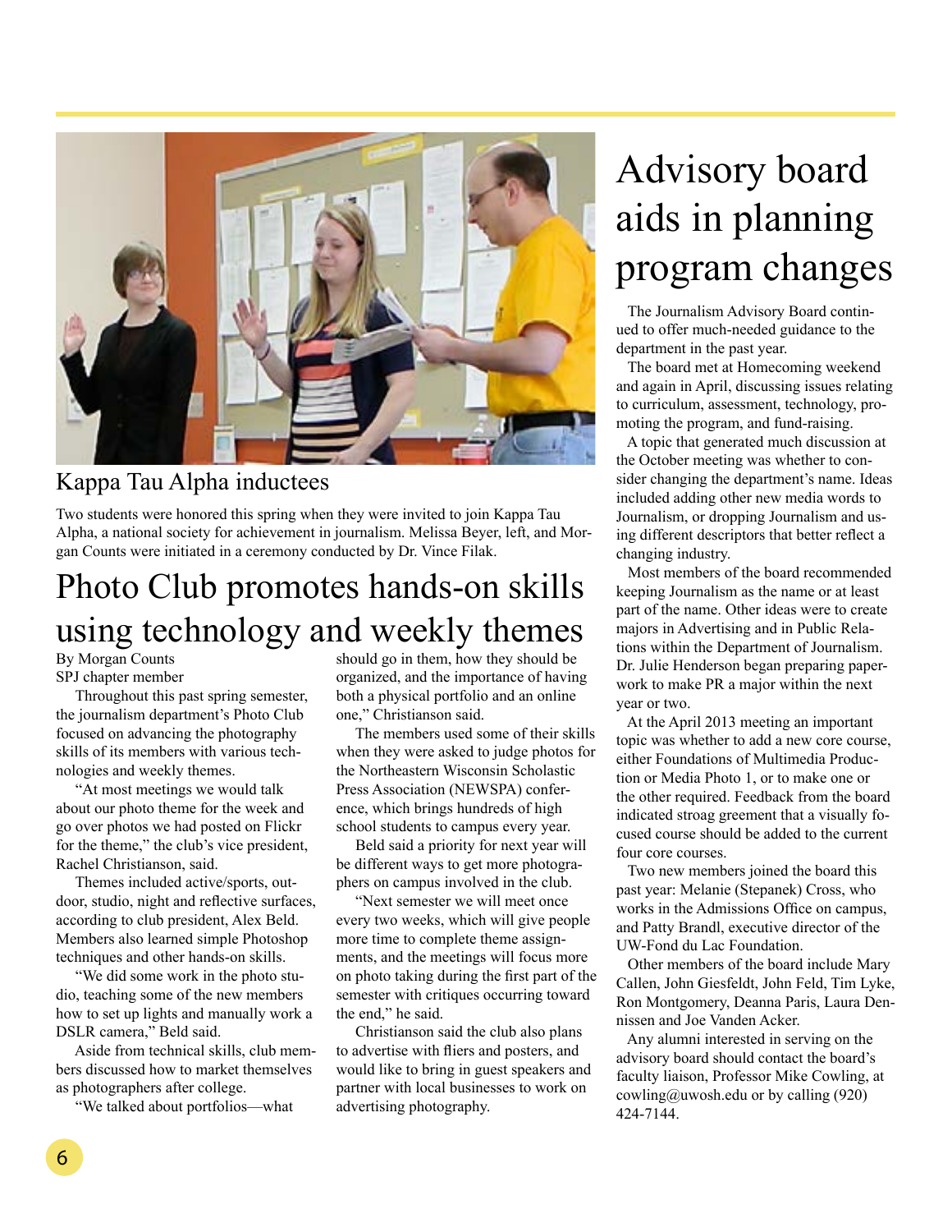## Kappa Tau Alpha inductees

Two students were honored this spring when they were invited to join Kappa Tau Alpha, a national society for achievement in journalism. Melissa Beyer, left, and Morgan Counts were initiated in a ceremony conducted by Dr. Vince Filak.

# Photo Club promotes hands-on skills using technology and weekly themes

By Morgan Counts
SPJ chapter member

Throughout this past spring semester, the journalism department's Photo Club focused on advancing the photography skills of its members with various technologies and weekly themes.

"At most meetings we would talk about our photo theme for the week and go over photos we had posted on Flickr for the theme," the club's vice president, Rachel Christianson, said.

Themes included active/sports, outdoor, studio, night and reflective surfaces, according to club president, Alex Beld. Members also learned simple Photoshop techniques and other hands-on skills.

"We did some work in the photo studio, teaching some of the new members how to set up lights and manually work a DSLR camera," Beld said.

Aside from technical skills, club members discussed how to market themselves as photographers after college.

"We talked about portfolios—what should go in them, how they should be organized, and the importance of having both a physical portfolio and an online one," Christianson said.

The members used some of their skills when they were asked to judge photos for the Northeastern Wisconsin Scholastic Press Association (NEWSPA) conference, which brings hundreds of high school students to campus every year.

Beld said a priority for next year will be different ways to get more photographers on campus involved in the club.

"Next semester we will meet once every two weeks, which will give people more time to complete theme assignments, and the meetings will focus more on photo taking during the first part of the semester with critiques occurring toward the end," he said.

Christianson said the club also plans to advertise with fliers and posters, and would like to bring in guest speakers and partner with local businesses to work on advertising photography.

# Advisory board aids in planning program changes

The Journalism Advisory Board continued to offer much-needed guidance to the department in the past year.

The board met at Homecoming weekend and again in April, discussing issues relating to curriculum, assessment, technology, promoting the program, and fund-raising.

A topic that generated much discussion at the October meeting was whether to consider changing the department's name. Ideas included adding other new media words to Journalism, or dropping Journalism and using different descriptors that better reflect a changing industry.

Most members of the board recommended keeping Journalism as the name or at least part of the name. Other ideas were to create majors in Advertising and in Public Relations within the Department of Journalism. Dr. Julie Henderson began preparing paperwork to make PR a major within the next year or two.

At the April 2013 meeting an important topic was whether to add a new core course, either Foundations of Multimedia Production or Media Photo 1, or to make one or the other required. Feedback from the board indicated stroag greement that a visually focused course should be added to the current four core courses.

Two new members joined the board this past year: Melanie (Stepanek) Cross, who works in the Admissions Office on campus, and Patty Brandl, executive director of the UW-Fond du Lac Foundation.

Other members of the board include Mary Callen, John Giesfeldt, John Feld, Tim Lyke, Ron Montgomery, Deanna Paris, Laura Dennissen and Joe Vanden Acker.

Any alumni interested in serving on the advisory board should contact the board's faculty liaison, Professor Mike Cowling, at cowling@uwosh.edu or by calling (920) 424-7144.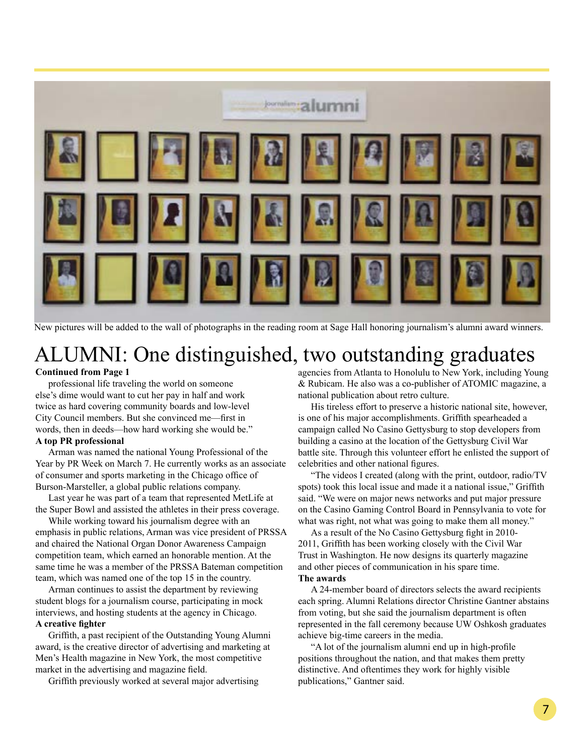New pictures will be added to the wall of photographs in the reading room at Sage Hall honoring journalism's alumni award winners.

# ALUMNI: One distinguished, two outstanding graduates

**Continued from Page 1**

professional life traveling the world on someone else's dime would want to cut her pay in half and work twice as hard covering community boards and low-level City Council members. But she convinced me—first in words, then in deeds—how hard working she would be."

**A top PR professional**

Arman was named the national Young Professional of the Year by PR Week on March 7. He currently works as an associate of consumer and sports marketing in the Chicago office of Burson-Marsteller, a global public relations company.

Last year he was part of a team that represented MetLife at the Super Bowl and assisted the athletes in their press coverage.

While working toward his journalism degree with an emphasis in public relations, Arman was vice president of PRSSA and chaired the National Organ Donor Awareness Campaign competition team, which earned an honorable mention. At the same time he was a member of the PRSSA Bateman competition team, which was named one of the top 15 in the country.

Arman continues to assist the department by reviewing student blogs for a journalism course, participating in mock interviews, and hosting students at the agency in Chicago.

**A creative fighter**

Griffith, a past recipient of the Outstanding Young Alumni award, is the creative director of advertising and marketing at Men's Health magazine in New York, the most competitive market in the advertising and magazine field.

Griffith previously worked at several major advertising agencies from Atlanta to Honolulu to New York, including Young & Rubicam. He also was a co-publisher of ATOMIC magazine, a national publication about retro culture.

His tireless effort to preserve a historic national site, however, is one of his major accomplishments. Griffith spearheaded a campaign called No Casino Gettysburg to stop developers from building a casino at the location of the Gettysburg Civil War battle site. Through this volunteer effort he enlisted the support of celebrities and other national figures.

"The videos I created (along with the print, outdoor, radio/TV spots) took this local issue and made it a national issue," Griffith said. "We were on major news networks and put major pressure on the Casino Gaming Control Board in Pennsylvania to vote for what was right, not what was going to make them all money."

As a result of the No Casino Gettysburg fight in 2010-2011, Griffith has been working closely with the Civil War Trust in Washington. He now designs its quarterly magazine and other pieces of communication in his spare time.

**The awards**

A 24-member board of directors selects the award recipients each spring. Alumni Relations director Christine Gantner abstains from voting, but she said the journalism department is often represented in the fall ceremony because UW Oshkosh graduates achieve big-time careers in the media.

"A lot of the journalism alumni end up in high-profile positions throughout the nation, and that makes them pretty distinctive. And oftentimes they work for highly visible publications," Gantner said.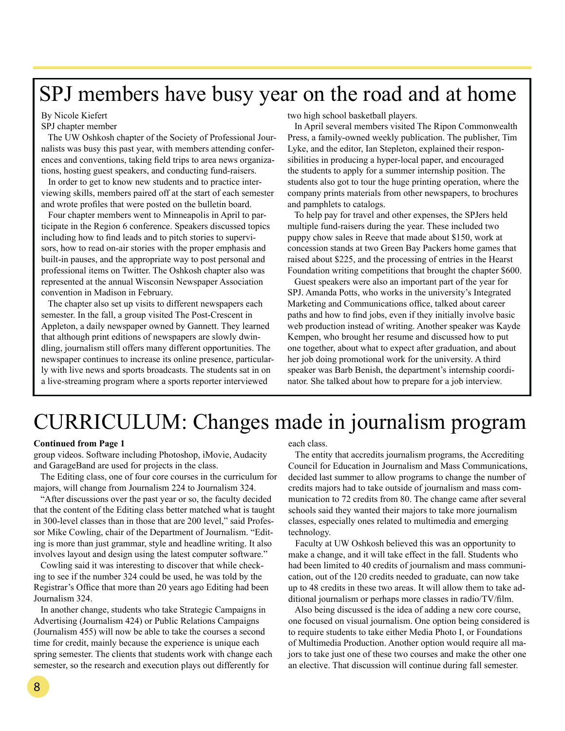# SPJ members have busy year on the road and at home

By Nicole Kiefert
SPJ chapter member

The UW Oshkosh chapter of the Society of Professional Journalists was busy this past year, with members attending conferences and conventions, taking field trips to area news organizations, hosting guest speakers, and conducting fund-raisers.

In order to get to know new students and to practice interviewing skills, members paired off at the start of each semester and wrote profiles that were posted on the bulletin board.

Four chapter members went to Minneapolis in April to participate in the Region 6 conference. Speakers discussed topics including how to find leads and to pitch stories to supervisors, how to read on-air stories with the proper emphasis and built-in pauses, and the appropriate way to post personal and professional items on Twitter. The Oshkosh chapter also was represented at the annual Wisconsin Newspaper Association convention in Madison in February.

The chapter also set up visits to different newspapers each semester. In the fall, a group visited The Post-Crescent in Appleton, a daily newspaper owned by Gannett. They learned that although print editions of newspapers are slowly dwindling, journalism still offers many different opportunities. The newspaper continues to increase its online presence, particularly with live news and sports broadcasts. The students sat in on a live-streaming program where a sports reporter interviewed two high school basketball players.

In April several members visited The Ripon Commonwealth Press, a family-owned weekly publication. The publisher, Tim Lyke, and the editor, Ian Stepleton, explained their responsibilities in producing a hyper-local paper, and encouraged the students to apply for a summer internship position. The students also got to tour the huge printing operation, where the company prints materials from other newspapers, to brochures and pamphlets to catalogs.

To help pay for travel and other expenses, the SPJers held multiple fund-raisers during the year. These included two puppy chow sales in Reeve that made about $150, work at concession stands at two Green Bay Packers home games that raised about $225, and the processing of entries in the Hearst Foundation writing competitions that brought the chapter $600.

Guest speakers were also an important part of the year for SPJ. Amanda Potts, who works in the university's Integrated Marketing and Communications office, talked about career paths and how to find jobs, even if they initially involve basic web production instead of writing. Another speaker was Kayde Kempen, who brought her resume and discussed how to put one together, about what to expect after graduation, and about her job doing promotional work for the university. A third speaker was Barb Benish, the department's internship coordinator. She talked about how to prepare for a job interview.

# CURRICULUM: Changes made in journalism program

**Continued from Page 1**

group videos. Software including Photoshop, iMovie, Audacity and GarageBand are used for projects in the class.

The Editing class, one of four core courses in the curriculum for majors, will change from Journalism 224 to Journalism 324.

"After discussions over the past year or so, the faculty decided that the content of the Editing class better matched what is taught in 300-level classes than in those that are 200 level," said Professor Mike Cowling, chair of the Department of Journalism. "Editing is more than just grammar, style and headline writing. It also involves layout and design using the latest computer software."

Cowling said it was interesting to discover that while checking to see if the number 324 could be used, he was told by the Registrar's Office that more than 20 years ago Editing had been Journalism 324.

In another change, students who take Strategic Campaigns in Advertising (Journalism 424) or Public Relations Campaigns (Journalism 455) will now be able to take the courses a second time for credit, mainly because the experience is unique each spring semester. The clients that students work with change each semester, so the research and execution plays out differently for each class.

The entity that accredits journalism programs, the Accrediting Council for Education in Journalism and Mass Communications, decided last summer to allow programs to change the number of credits majors had to take outside of journalism and mass communication to 72 credits from 80. The change came after several schools said they wanted their majors to take more journalism classes, especially ones related to multimedia and emerging technology.

Faculty at UW Oshkosh believed this was an opportunity to make a change, and it will take effect in the fall. Students who had been limited to 40 credits of journalism and mass communication, out of the 120 credits needed to graduate, can now take up to 48 credits in these two areas. It will allow them to take additional journalism or perhaps more classes in radio/TV/film.

Also being discussed is the idea of adding a new core course, one focused on visual journalism. One option being considered is to require students to take either Media Photo I, or Foundations of Multimedia Production. Another option would require all majors to take just one of these two courses and make the other one an elective. That discussion will continue during fall semester.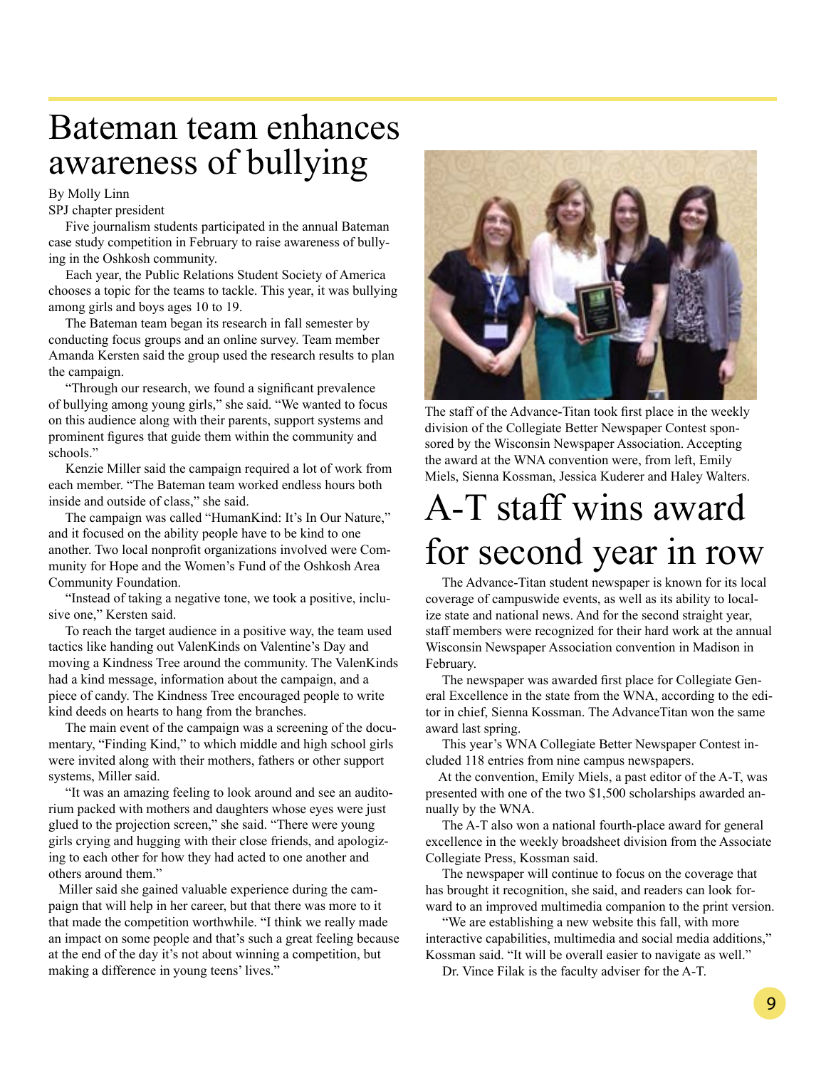# Bateman team enhances awareness of bullying

By Molly Linn
SPJ chapter president

Five journalism students participated in the annual Bateman case study competition in February to raise awareness of bullying in the Oshkosh community.

Each year, the Public Relations Student Society of America chooses a topic for the teams to tackle. This year, it was bullying among girls and boys ages 10 to 19.

The Bateman team began its research in fall semester by conducting focus groups and an online survey. Team member Amanda Kersten said the group used the research results to plan the campaign.

"Through our research, we found a significant prevalence of bullying among young girls," she said. "We wanted to focus on this audience along with their parents, support systems and prominent figures that guide them within the community and schools."

Kenzie Miller said the campaign required a lot of work from each member. "The Bateman team worked endless hours both inside and outside of class," she said.

The campaign was called "HumanKind: It's In Our Nature," and it focused on the ability people have to be kind to one another. Two local nonprofit organizations involved were Community for Hope and the Women's Fund of the Oshkosh Area Community Foundation.

"Instead of taking a negative tone, we took a positive, inclusive one," Kersten said.

To reach the target audience in a positive way, the team used tactics like handing out ValenKinds on Valentine's Day and moving a Kindness Tree around the community. The ValenKinds had a kind message, information about the campaign, and a piece of candy. The Kindness Tree encouraged people to write kind deeds on hearts to hang from the branches.

The main event of the campaign was a screening of the documentary, "Finding Kind," to which middle and high school girls were invited along with their mothers, fathers or other support systems, Miller said.

"It was an amazing feeling to look around and see an auditorium packed with mothers and daughters whose eyes were just glued to the projection screen," she said. "There were young girls crying and hugging with their close friends, and apologizing to each other for how they had acted to one another and others around them."

Miller said she gained valuable experience during the campaign that will help in her career, but that there was more to it that made the competition worthwhile. "I think we really made an impact on some people and that's such a great feeling because at the end of the day it's not about winning a competition, but making a difference in young teens' lives."

The staff of the Advance-Titan took first place in the weekly division of the Collegiate Better Newspaper Contest sponsored by the Wisconsin Newspaper Association. Accepting the award at the WNA convention were, from left, Emily Miels, Sienna Kossman, Jessica Kuderer and Haley Walters.

# A-T staff wins award for second year in row

The Advance-Titan student newspaper is known for its local coverage of campuswide events, as well as its ability to localize state and national news. And for the second straight year, staff members were recognized for their hard work at the annual Wisconsin Newspaper Association convention in Madison in February.

The newspaper was awarded first place for Collegiate General Excellence in the state from the WNA, according to the editor in chief, Sienna Kossman. The AdvanceTitan won the same award last spring.

This year's WNA Collegiate Better Newspaper Contest included 118 entries from nine campus newspapers.

At the convention, Emily Miels, a past editor of the A-T, was presented with one of the two $1,500 scholarships awarded annually by the WNA.

The A-T also won a national fourth-place award for general excellence in the weekly broadsheet division from the Associate Collegiate Press, Kossman said.

The newspaper will continue to focus on the coverage that has brought it recognition, she said, and readers can look forward to an improved multimedia companion to the print version.

"We are establishing a new website this fall, with more interactive capabilities, multimedia and social media additions," Kossman said. "It will be overall easier to navigate as well."

Dr. Vince Filak is the faculty adviser for the A-T.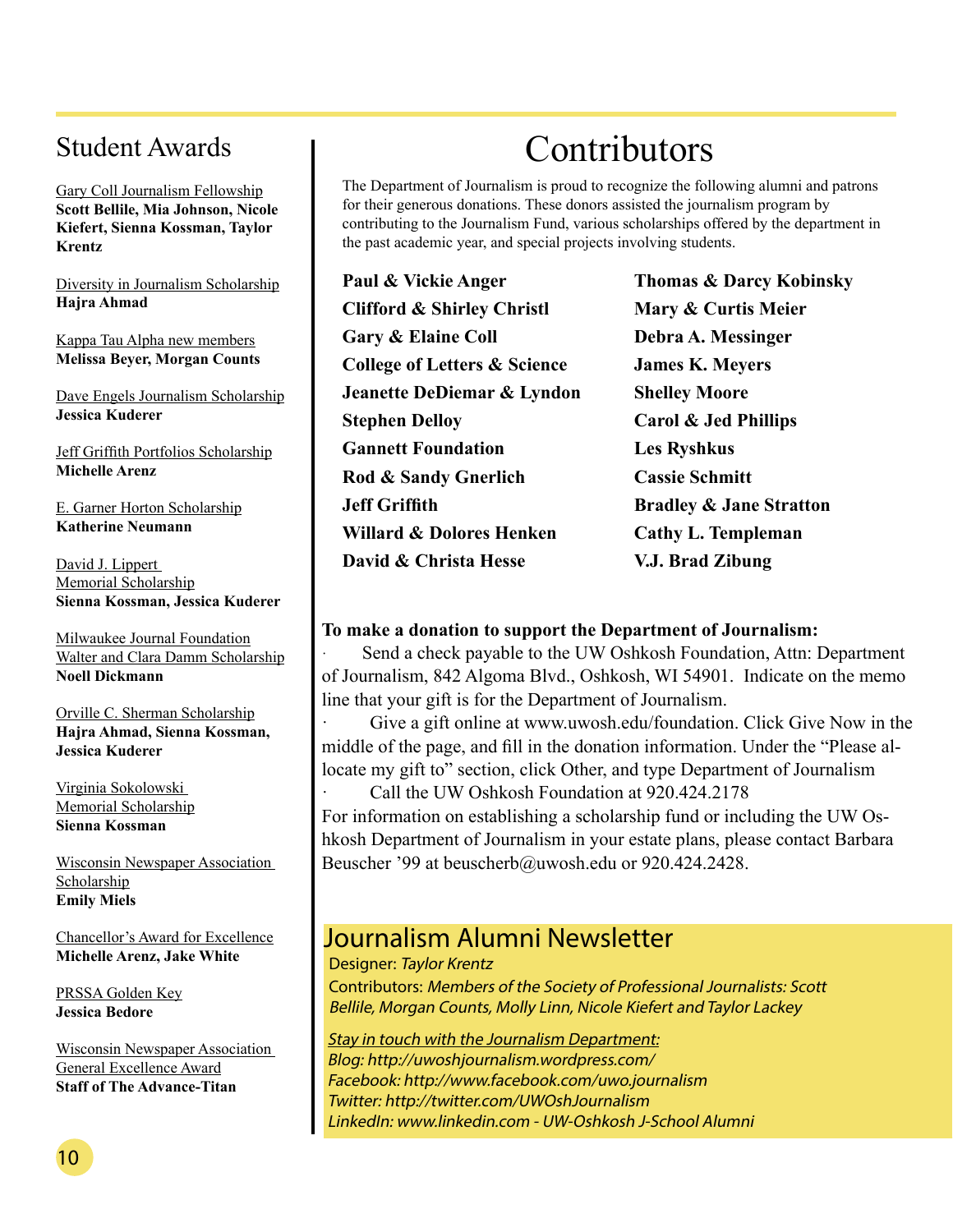## Student Awards

Gary Coll Journalism Fellowship
**Scott Bellile, Mia Johnson, Nicole Kiefert, Sienna Kossman, Taylor Krentz**

Diversity in Journalism Scholarship
**Hajra Ahmad**

Kappa Tau Alpha new members
**Melissa Beyer, Morgan Counts**

Dave Engels Journalism Scholarship
**Jessica Kuderer**

Jeff Griffith Portfolios Scholarship
**Michelle Arenz**

E. Garner Horton Scholarship
**Katherine Neumann**

David J. Lippert Memorial Scholarship
**Sienna Kossman, Jessica Kuderer**

Milwaukee Journal Foundation Walter and Clara Damm Scholarship
**Noell Dickmann**

Orville C. Sherman Scholarship
**Hajra Ahmad, Sienna Kossman, Jessica Kuderer**

Virginia Sokolowski Memorial Scholarship
**Sienna Kossman**

Wisconsin Newspaper Association Scholarship
**Emily Miels**

Chancellor's Award for Excellence
**Michelle Arenz, Jake White**

PRSSA Golden Key
**Jessica Bedore**

Wisconsin Newspaper Association General Excellence Award
**Staff of The Advance-Titan**

# Contributors

The Department of Journalism is proud to recognize the following alumni and patrons for their generous donations. These donors assisted the journalism program by contributing to the Journalism Fund, various scholarships offered by the department in the past academic year, and special projects involving students.

**Paul & Vickie Anger**
**Clifford & Shirley Christl**
**Gary & Elaine Coll**
**College of Letters & Science**
**Jeanette DeDiemar & Lyndon**
**Stephen Delloy**
**Gannett Foundation**
**Rod & Sandy Gnerlich**
**Jeff Griffith**
**Willard & Dolores Henken**
**David & Christa Hesse**
**Thomas & Darcy Kobinsky**
**Mary & Curtis Meier**
**Debra A. Messinger**
**James K. Meyers**
**Shelley Moore**
**Carol & Jed Phillips**
**Les Ryshkus**
**Cassie Schmitt**
**Bradley & Jane Stratton**
**Cathy L. Templeman**
**V.J. Brad Zibung**

**To make a donation to support the Department of Journalism:**

- Send a check payable to the UW Oshkosh Foundation, Attn: Department of Journalism, 842 Algoma Blvd., Oshkosh, WI 54901. Indicate on the memo line that your gift is for the Department of Journalism.
- Give a gift online at www.uwosh.edu/foundation. Click Give Now in the middle of the page, and fill in the donation information. Under the "Please allocate my gift to" section, click Other, and type Department of Journalism
- Call the UW Oshkosh Foundation at 920.424.2178

For information on establishing a scholarship fund or including the UW Oshkosh Department of Journalism in your estate plans, please contact Barbara Beuscher '99 at beuscherb@uwosh.edu or 920.424.2428.

## Journalism Alumni Newsletter

Designer: *Taylor Krentz*
Contributors: *Members of the Society of Professional Journalists: Scott Bellile, Morgan Counts, Molly Linn, Nicole Kiefert and Taylor Lackey*

*Stay in touch with the Journalism Department:*
*Blog: http://uwoshjournalism.wordpress.com/*
*Facebook: http://www.facebook.com/uwo.journalism*
*Twitter: http://twitter.com/UWOshJournalism*
*LinkedIn: www.linkedin.com - UW-Oshkosh J-School Alumni*